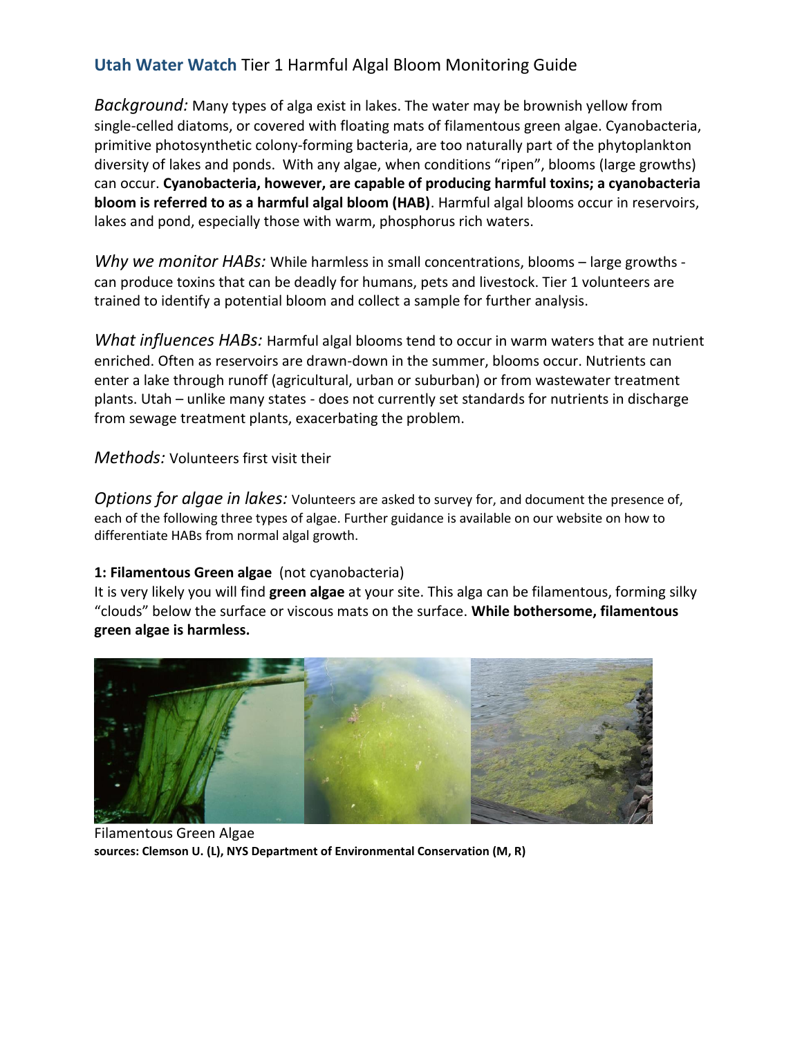# **Utah Water Watch** Tier 1 Harmful Algal Bloom Monitoring Guide

*Background:* Many types of alga exist in lakes. The water may be brownish yellow from single-celled diatoms, or covered with floating mats of filamentous green algae. Cyanobacteria, primitive photosynthetic colony-forming bacteria, are too naturally part of the phytoplankton diversity of lakes and ponds. With any algae, when conditions "ripen", blooms (large growths) can occur. **Cyanobacteria, however, are capable of producing harmful toxins; a cyanobacteria bloom is referred to as a harmful algal bloom (HAB)**. Harmful algal blooms occur in reservoirs, lakes and pond, especially those with warm, phosphorus rich waters.

*Why we monitor HABs:* While harmless in small concentrations, blooms – large growths - can produce toxins that can be deadly for humans, pets and livestock. Tier 1 volunteers are trained to identify a potential bloom and collect a sample for further analysis.

*What influences HABs:* Harmful algal blooms tend to occur in warm waters that are nutrient enriched. Often as reservoirs are drawn-down in the summer, blooms occur. Nutrients can enter a lake through runoff (agricultural, urban or suburban) or from wastewater treatment plants. Utah – unlike many states - does not currently set standards for nutrients in discharge from sewage treatment plants, exacerbating the problem.

*Methods:* Volunteers first visit their

*Options for algae in lakes:* Volunteers are asked to survey for, and document the presence of, each of the following three types of algae. Further guidance is available on our website on how to differentiate HABs from normal algal growth.

**1: Filamentous Green algae** (not cyanobacteria)
It is very likely you will find **green algae** at your site. This alga can be filamentous, forming silky "clouds" below the surface or viscous mats on the surface. **While bothersome, filamentous green algae is harmless.**

Filamentous Green Algae
**sources: Clemson U. (L), NYS Department of Environmental Conservation (M, R)**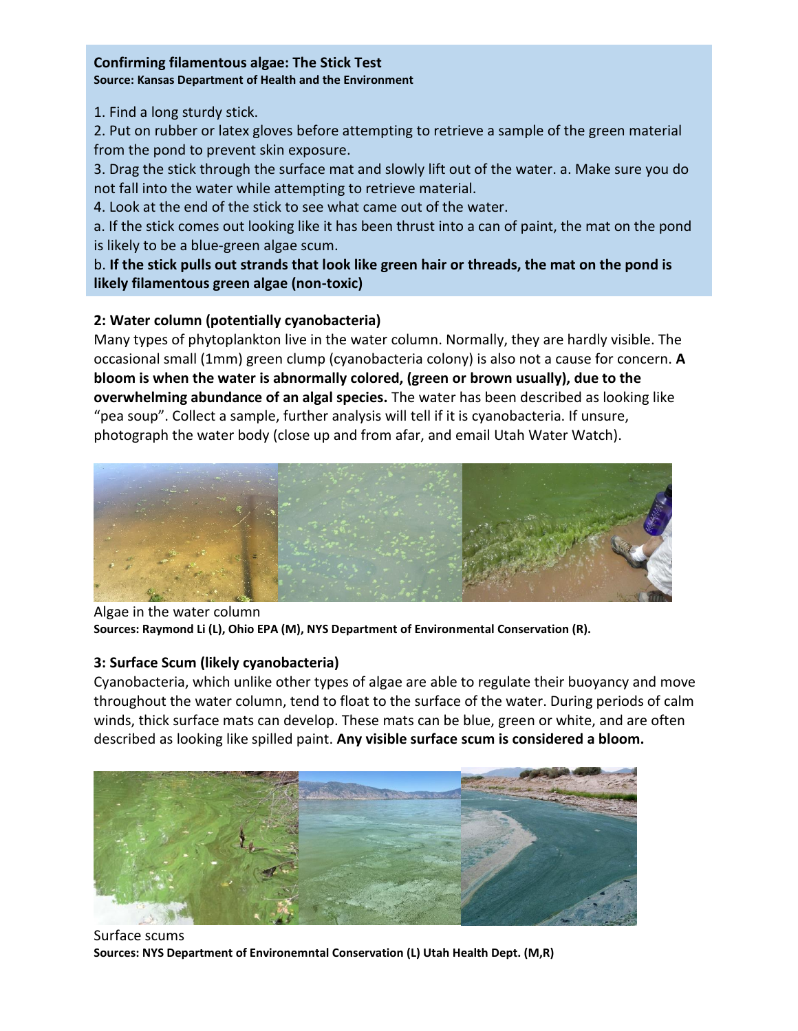**Confirming filamentous algae: The Stick Test**
**Source: Kansas Department of Health and the Environment**

1. Find a long sturdy stick.
2. Put on rubber or latex gloves before attempting to retrieve a sample of the green material from the pond to prevent skin exposure.
3. Drag the stick through the surface mat and slowly lift out of the water. a. Make sure you do not fall into the water while attempting to retrieve material.
4. Look at the end of the stick to see what came out of the water.

a. If the stick comes out looking like it has been thrust into a can of paint, the mat on the pond is likely to be a blue-green algae scum.

b. **If the stick pulls out strands that look like green hair or threads, the mat on the pond is likely filamentous green algae (non-toxic)**

### 2: Water column (potentially cyanobacteria)

Many types of phytoplankton live in the water column. Normally, they are hardly visible. The occasional small (1mm) green clump (cyanobacteria colony) is also not a cause for concern. **A bloom is when the water is abnormally colored, (green or brown usually), due to the overwhelming abundance of an algal species.** The water has been described as looking like "pea soup". Collect a sample, further analysis will tell if it is cyanobacteria. If unsure, photograph the water body (close up and from afar, and email Utah Water Watch).

Algae in the water column
**Sources: Raymond Li (L), Ohio EPA (M), NYS Department of Environmental Conservation (R).**

### 3: Surface Scum (likely cyanobacteria)

Cyanobacteria, which unlike other types of algae are able to regulate their buoyancy and move throughout the water column, tend to float to the surface of the water. During periods of calm winds, thick surface mats can develop. These mats can be blue, green or white, and are often described as looking like spilled paint. **Any visible surface scum is considered a bloom.**

Surface scums
**Sources: NYS Department of Environemntal Conservation (L) Utah Health Dept. (M,R)**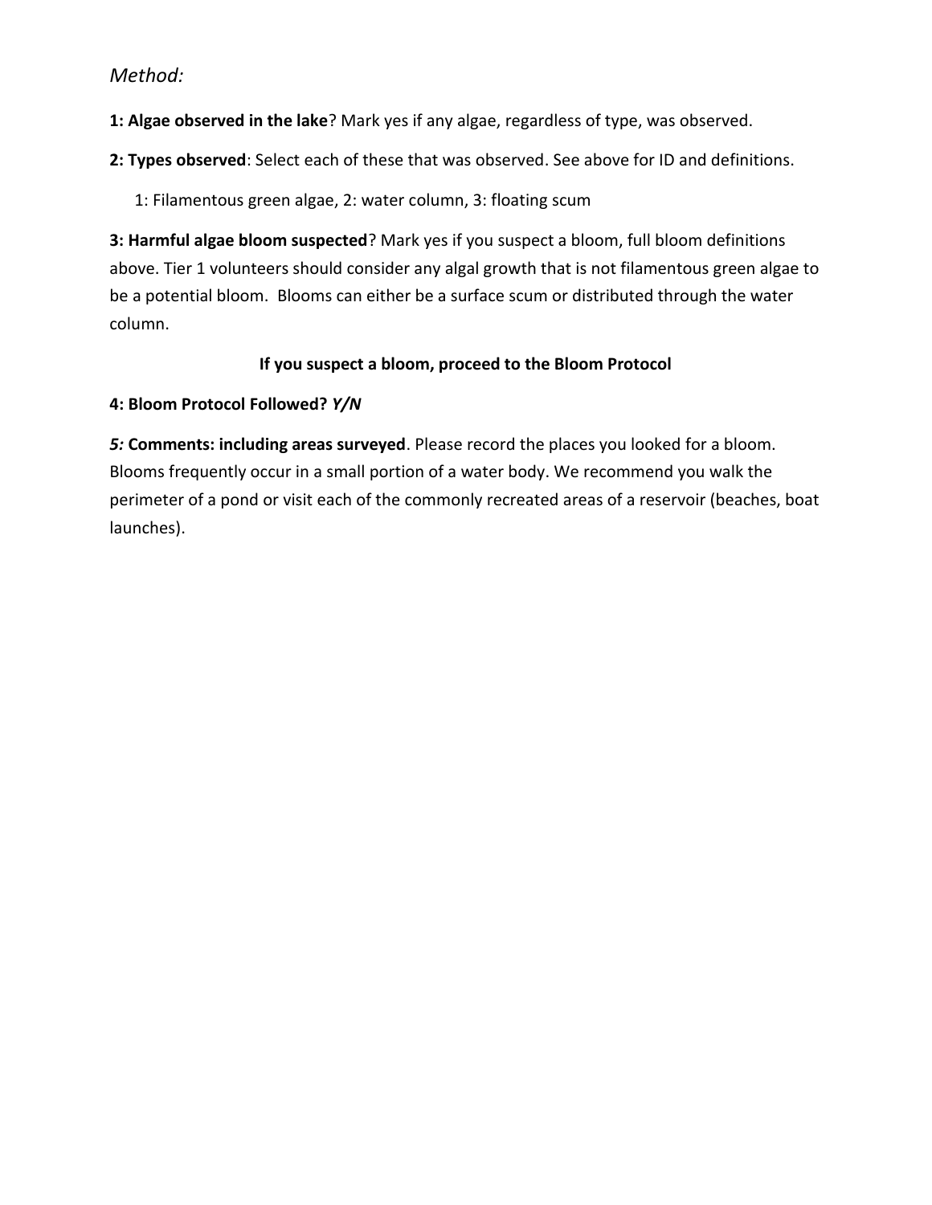*Method:*

**1: Algae observed in the lake**? Mark yes if any algae, regardless of type, was observed.

**2: Types observed**: Select each of these that was observed. See above for ID and definitions.

1: Filamentous green algae, 2: water column, 3: floating scum

**3: Harmful algae bloom suspected**? Mark yes if you suspect a bloom, full bloom definitions above. Tier 1 volunteers should consider any algal growth that is not filamentous green algae to be a potential bloom. Blooms can either be a surface scum or distributed through the water column.

**If you suspect a bloom, proceed to the Bloom Protocol**

**4: Bloom Protocol Followed? *Y/N***

***5:* Comments: including areas surveyed**. Please record the places you looked for a bloom. Blooms frequently occur in a small portion of a water body. We recommend you walk the perimeter of a pond or visit each of the commonly recreated areas of a reservoir (beaches, boat launches).